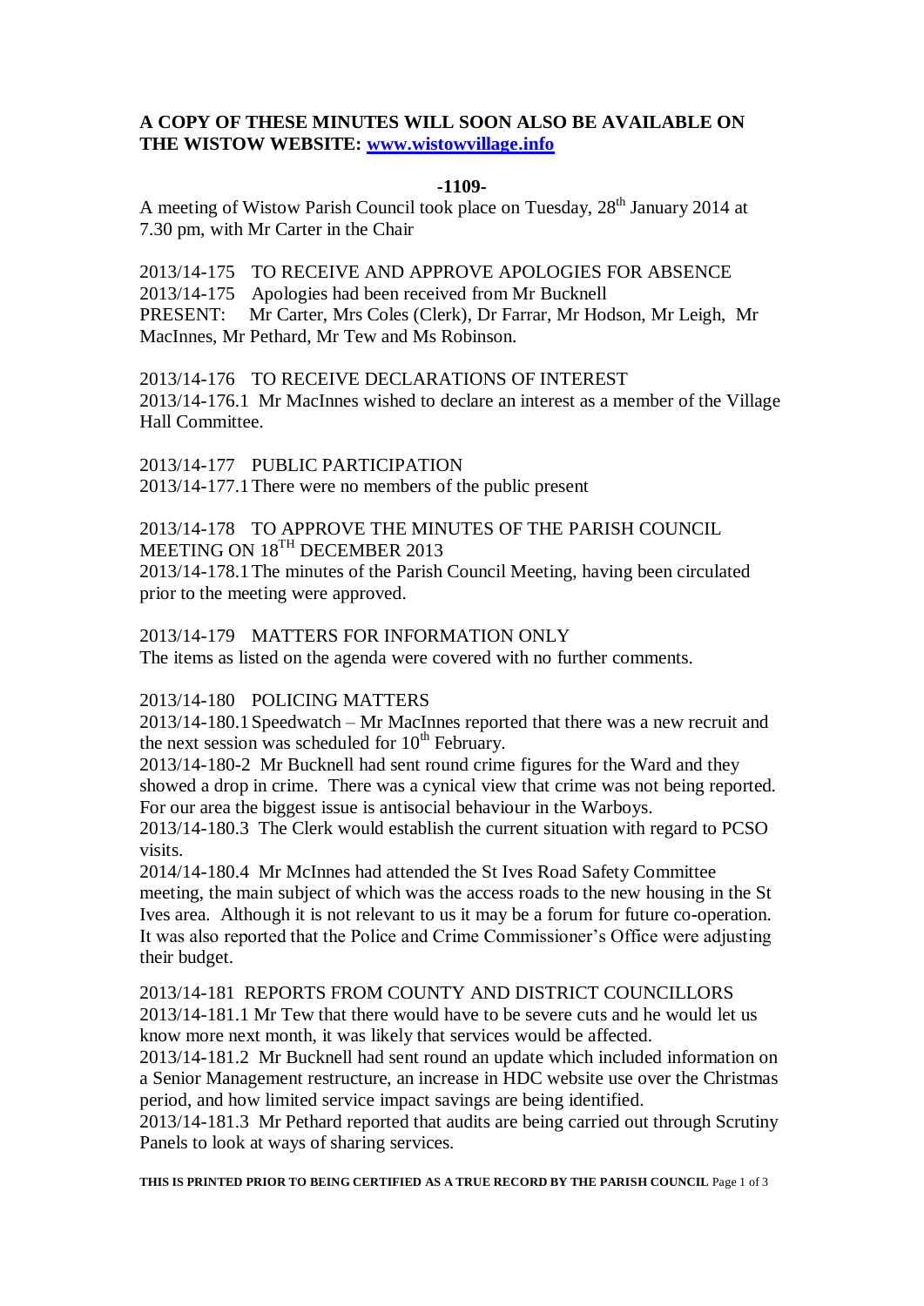**A COPY OF THESE MINUTES WILL SOON ALSO BE AVAILABLE ON THE WISTOW WEBSITE: [www.wistowvillage.info](http://www.wistowvillage.info)**

**-1109-**

A meeting of Wistow Parish Council took place on Tuesday, 28th January 2014 at 7.30 pm, with Mr Carter in the Chair

2013/14-175 TO RECEIVE AND APPROVE APOLOGIES FOR ABSENCE
2013/14-175 Apologies had been received from Mr Bucknell
PRESENT: Mr Carter, Mrs Coles (Clerk), Dr Farrar, Mr Hodson, Mr Leigh, Mr MacInnes, Mr Pethard, Mr Tew and Ms Robinson.

2013/14-176 TO RECEIVE DECLARATIONS OF INTEREST
2013/14-176.1 Mr MacInnes wished to declare an interest as a member of the Village Hall Committee.

2013/14-177 PUBLIC PARTICIPATION
2013/14-177.1 There were no members of the public present

2013/14-178 TO APPROVE THE MINUTES OF THE PARISH COUNCIL MEETING ON 18TH DECEMBER 2013
2013/14-178.1 The minutes of the Parish Council Meeting, having been circulated prior to the meeting were approved.

2013/14-179 MATTERS FOR INFORMATION ONLY
The items as listed on the agenda were covered with no further comments.

2013/14-180 POLICING MATTERS
2013/14-180.1 Speedwatch – Mr MacInnes reported that there was a new recruit and the next session was scheduled for 10th February.
2013/14-180-2 Mr Bucknell had sent round crime figures for the Ward and they showed a drop in crime. There was a cynical view that crime was not being reported. For our area the biggest issue is antisocial behaviour in the Warboys.
2013/14-180.3 The Clerk would establish the current situation with regard to PCSO visits.
2014/14-180.4 Mr McInnes had attended the St Ives Road Safety Committee meeting, the main subject of which was the access roads to the new housing in the St Ives area. Although it is not relevant to us it may be a forum for future co-operation. It was also reported that the Police and Crime Commissioner's Office were adjusting their budget.

2013/14-181 REPORTS FROM COUNTY AND DISTRICT COUNCILLORS
2013/14-181.1 Mr Tew that there would have to be severe cuts and he would let us know more next month, it was likely that services would be affected.
2013/14-181.2 Mr Bucknell had sent round an update which included information on a Senior Management restructure, an increase in HDC website use over the Christmas period, and how limited service impact savings are being identified.
2013/14-181.3 Mr Pethard reported that audits are being carried out through Scrutiny Panels to look at ways of sharing services.

**THIS IS PRINTED PRIOR TO BEING CERTIFIED AS A TRUE RECORD BY THE PARISH COUNCIL**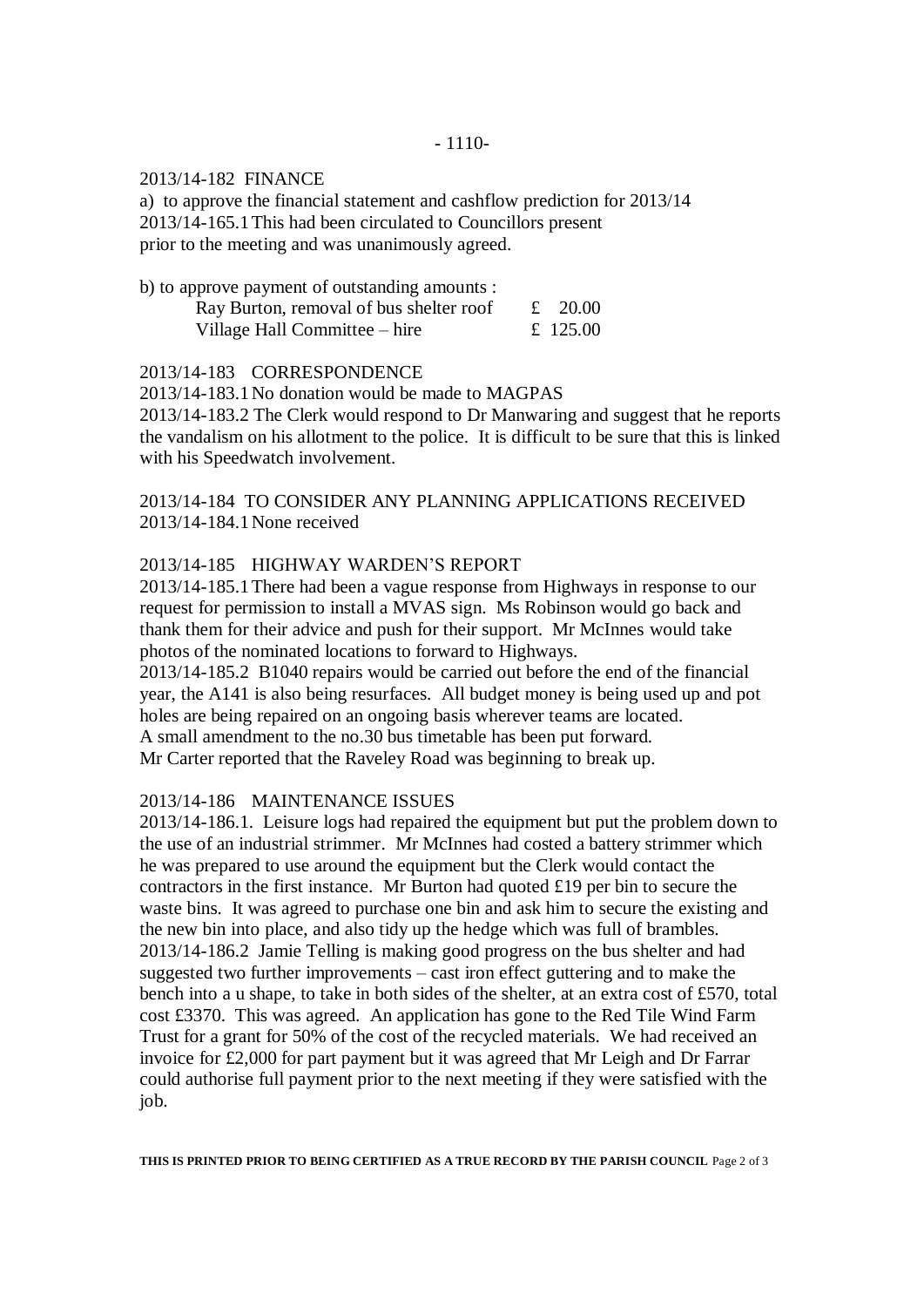2013/14-182 FINANCE

a) to approve the financial statement and cashflow prediction for 2013/14

2013/14-165.1 This had been circulated to Councillors present prior to the meeting and was unanimously agreed.

b) to approve payment of outstanding amounts :

| | |
|---|---|
| Ray Burton, removal of bus shelter roof | £ 20.00 |
| Village Hall Committee – hire | £ 125.00 |

2013/14-183 CORRESPONDENCE

2013/14-183.1 No donation would be made to MAGPAS

2013/14-183.2 The Clerk would respond to Dr Manwaring and suggest that he reports the vandalism on his allotment to the police. It is difficult to be sure that this is linked with his Speedwatch involvement.

2013/14-184 TO CONSIDER ANY PLANNING APPLICATIONS RECEIVED

2013/14-184.1 None received

2013/14-185 HIGHWAY WARDEN'S REPORT

2013/14-185.1 There had been a vague response from Highways in response to our request for permission to install a MVAS sign. Ms Robinson would go back and thank them for their advice and push for their support. Mr McInnes would take photos of the nominated locations to forward to Highways.

2013/14-185.2 B1040 repairs would be carried out before the end of the financial year, the A141 is also being resurfaces. All budget money is being used up and pot holes are being repaired on an ongoing basis wherever teams are located.
A small amendment to the no.30 bus timetable has been put forward.
Mr Carter reported that the Raveley Road was beginning to break up.

2013/14-186 MAINTENANCE ISSUES

2013/14-186.1. Leisure logs had repaired the equipment but put the problem down to the use of an industrial strimmer. Mr McInnes had costed a battery strimmer which he was prepared to use around the equipment but the Clerk would contact the contractors in the first instance. Mr Burton had quoted £19 per bin to secure the waste bins. It was agreed to purchase one bin and ask him to secure the existing and the new bin into place, and also tidy up the hedge which was full of brambles.

2013/14-186.2 Jamie Telling is making good progress on the bus shelter and had suggested two further improvements – cast iron effect guttering and to make the bench into a u shape, to take in both sides of the shelter, at an extra cost of £570, total cost £3370. This was agreed. An application has gone to the Red Tile Wind Farm Trust for a grant for 50% of the cost of the recycled materials. We had received an invoice for £2,000 for part payment but it was agreed that Mr Leigh and Dr Farrar could authorise full payment prior to the next meeting if they were satisfied with the job.

**THIS IS PRINTED PRIOR TO BEING CERTIFIED AS A TRUE RECORD BY THE PARISH COUNCIL**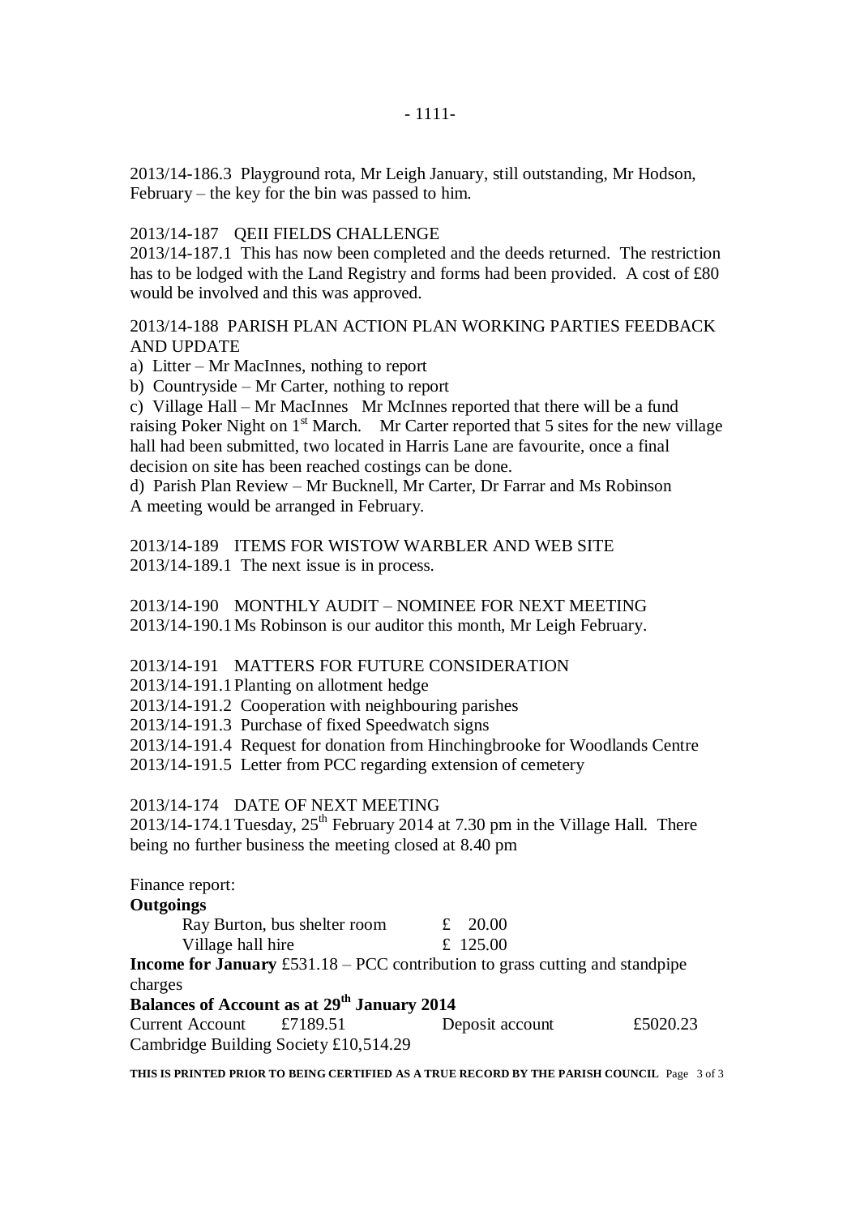2013/14-186.3 Playground rota, Mr Leigh January, still outstanding, Mr Hodson, February – the key for the bin was passed to him.

2013/14-187 QEII FIELDS CHALLENGE

2013/14-187.1 This has now been completed and the deeds returned. The restriction has to be lodged with the Land Registry and forms had been provided. A cost of £80 would be involved and this was approved.

2013/14-188 PARISH PLAN ACTION PLAN WORKING PARTIES FEEDBACK AND UPDATE

a) Litter – Mr MacInnes, nothing to report

b) Countryside – Mr Carter, nothing to report

c) Village Hall – Mr MacInnes Mr McInnes reported that there will be a fund raising Poker Night on 1st March. Mr Carter reported that 5 sites for the new village hall had been submitted, two located in Harris Lane are favourite, once a final decision on site has been reached costings can be done.

d) Parish Plan Review – Mr Bucknell, Mr Carter, Dr Farrar and Ms Robinson A meeting would be arranged in February.

2013/14-189 ITEMS FOR WISTOW WARBLER AND WEB SITE

2013/14-189.1 The next issue is in process.

2013/14-190 MONTHLY AUDIT – NOMINEE FOR NEXT MEETING

2013/14-190.1 Ms Robinson is our auditor this month, Mr Leigh February.

2013/14-191 MATTERS FOR FUTURE CONSIDERATION

2013/14-191.1 Planting on allotment hedge

2013/14-191.2 Cooperation with neighbouring parishes

2013/14-191.3 Purchase of fixed Speedwatch signs

2013/14-191.4 Request for donation from Hinchingbrooke for Woodlands Centre

2013/14-191.5 Letter from PCC regarding extension of cemetery

2013/14-174 DATE OF NEXT MEETING

2013/14-174.1 Tuesday, 25th February 2014 at 7.30 pm in the Village Hall. There being no further business the meeting closed at 8.40 pm

Finance report:

**Outgoings**

| | |
|---|---|
| Ray Burton, bus shelter room | £ 20.00 |
| Village hall hire | £ 125.00 |

**Income for January** £531.18 – PCC contribution to grass cutting and standpipe charges

**Balances of Account as at 29th January 2014**

Current Account £7189.51 Deposit account £5020.23

Cambridge Building Society £10,514.29

**THIS IS PRINTED PRIOR TO BEING CERTIFIED AS A TRUE RECORD BY THE PARISH COUNCIL**